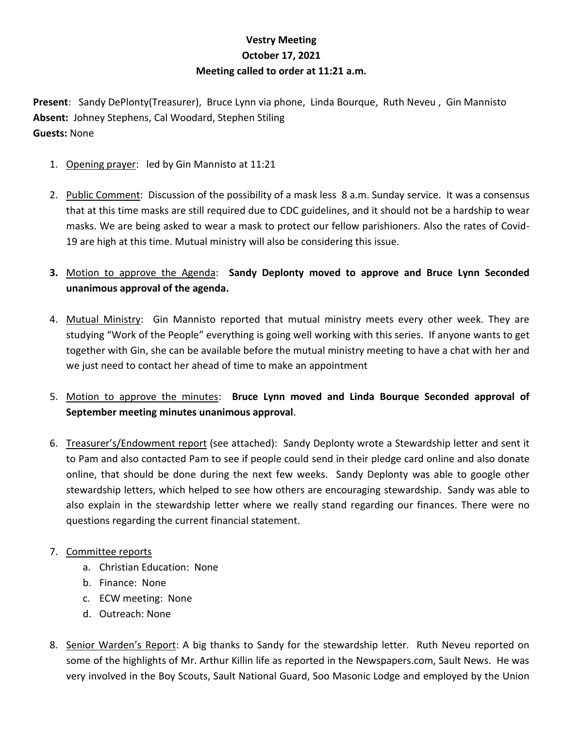**Vestry Meeting**
**October 17, 2021**
**Meeting called to order at 11:21 a.m.**

**Present**: Sandy DePlonty(Treasurer), Bruce Lynn via phone, Linda Bourque, Ruth Neveu , Gin Mannisto
**Absent:** Johney Stephens, Cal Woodard, Stephen Stiling
**Guests:** None

1. Opening prayer: led by Gin Mannisto at 11:21

2. Public Comment: Discussion of the possibility of a mask less 8 a.m. Sunday service. It was a consensus that at this time masks are still required due to CDC guidelines, and it should not be a hardship to wear masks. We are being asked to wear a mask to protect our fellow parishioners. Also the rates of Covid-19 are high at this time. Mutual ministry will also be considering this issue.

3. Motion to approve the Agenda: **Sandy Deplonty moved to approve and Bruce Lynn Seconded unanimous approval of the agenda.**

4. Mutual Ministry: Gin Mannisto reported that mutual ministry meets every other week. They are studying "Work of the People" everything is going well working with this series. If anyone wants to get together with Gin, she can be available before the mutual ministry meeting to have a chat with her and we just need to contact her ahead of time to make an appointment

5. Motion to approve the minutes: **Bruce Lynn moved and Linda Bourque Seconded approval of September meeting minutes unanimous approval**.

6. Treasurer's/Endowment report (see attached): Sandy Deplonty wrote a Stewardship letter and sent it to Pam and also contacted Pam to see if people could send in their pledge card online and also donate online, that should be done during the next few weeks. Sandy Deplonty was able to google other stewardship letters, which helped to see how others are encouraging stewardship. Sandy was able to also explain in the stewardship letter where we really stand regarding our finances. There were no questions regarding the current financial statement.

7. Committee reports
   a. Christian Education: None
   b. Finance: None
   c. ECW meeting: None
   d. Outreach: None

8. Senior Warden's Report: A big thanks to Sandy for the stewardship letter. Ruth Neveu reported on some of the highlights of Mr. Arthur Killin life as reported in the Newspapers.com, Sault News. He was very involved in the Boy Scouts, Sault National Guard, Soo Masonic Lodge and employed by the Union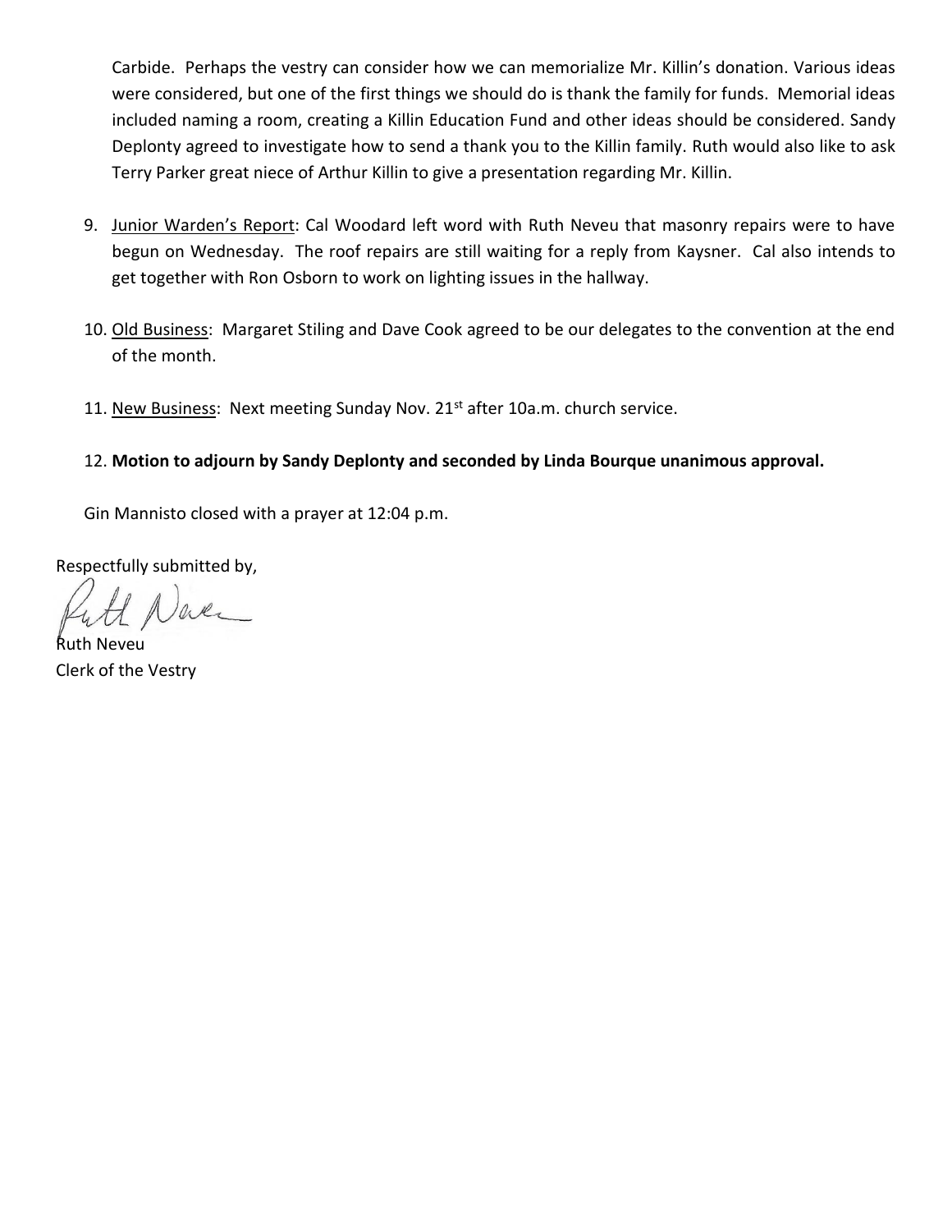Carbide. Perhaps the vestry can consider how we can memorialize Mr. Killin's donation. Various ideas were considered, but one of the first things we should do is thank the family for funds. Memorial ideas included naming a room, creating a Killin Education Fund and other ideas should be considered. Sandy Deplonty agreed to investigate how to send a thank you to the Killin family. Ruth would also like to ask Terry Parker great niece of Arthur Killin to give a presentation regarding Mr. Killin.

9. Junior Warden's Report: Cal Woodard left word with Ruth Neveu that masonry repairs were to have begun on Wednesday. The roof repairs are still waiting for a reply from Kaysner. Cal also intends to get together with Ron Osborn to work on lighting issues in the hallway.

10. Old Business: Margaret Stiling and Dave Cook agreed to be our delegates to the convention at the end of the month.

11. New Business: Next meeting Sunday Nov. 21st after 10a.m. church service.

12. **Motion to adjourn by Sandy Deplonty and seconded by Linda Bourque unanimous approval.**

Gin Mannisto closed with a prayer at 12:04 p.m.

Respectfully submitted by,

Ruth Neveu
Clerk of the Vestry